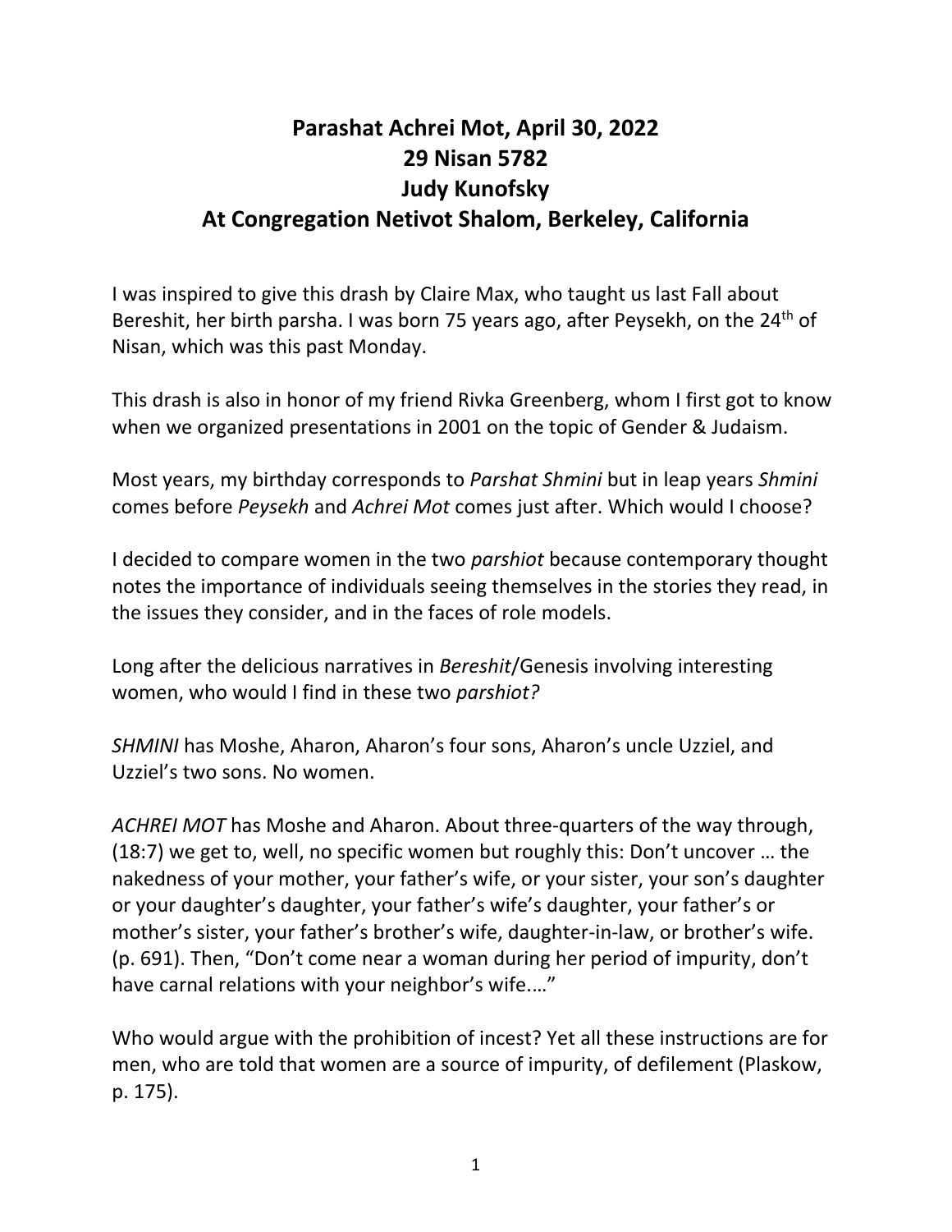# Parashat Achrei Mot, April 30, 2022
# 29 Nisan 5782
# Judy Kunofsky
# At Congregation Netivot Shalom, Berkeley, California

I was inspired to give this drash by Claire Max, who taught us last Fall about Bereshit, her birth parsha. I was born 75 years ago, after Peysekh, on the 24th of Nisan, which was this past Monday.

This drash is also in honor of my friend Rivka Greenberg, whom I first got to know when we organized presentations in 2001 on the topic of Gender & Judaism.

Most years, my birthday corresponds to *Parshat Shmini* but in leap years *Shmini* comes before *Peysekh* and *Achrei Mot* comes just after. Which would I choose?

I decided to compare women in the two *parshiot* because contemporary thought notes the importance of individuals seeing themselves in the stories they read, in the issues they consider, and in the faces of role models.

Long after the delicious narratives in *Bereshit*/Genesis involving interesting women, who would I find in these two *parshiot?*

*SHMINI* has Moshe, Aharon, Aharon's four sons, Aharon's uncle Uzziel, and Uzziel's two sons. No women.

*ACHREI MOT* has Moshe and Aharon. About three-quarters of the way through, (18:7) we get to, well, no specific women but roughly this: Don't uncover … the nakedness of your mother, your father's wife, or your sister, your son's daughter or your daughter's daughter, your father's wife's daughter, your father's or mother's sister, your father's brother's wife, daughter-in-law, or brother's wife. (p. 691). Then, "Don't come near a woman during her period of impurity, don't have carnal relations with your neighbor's wife.…"

Who would argue with the prohibition of incest? Yet all these instructions are for men, who are told that women are a source of impurity, of defilement (Plaskow, p. 175).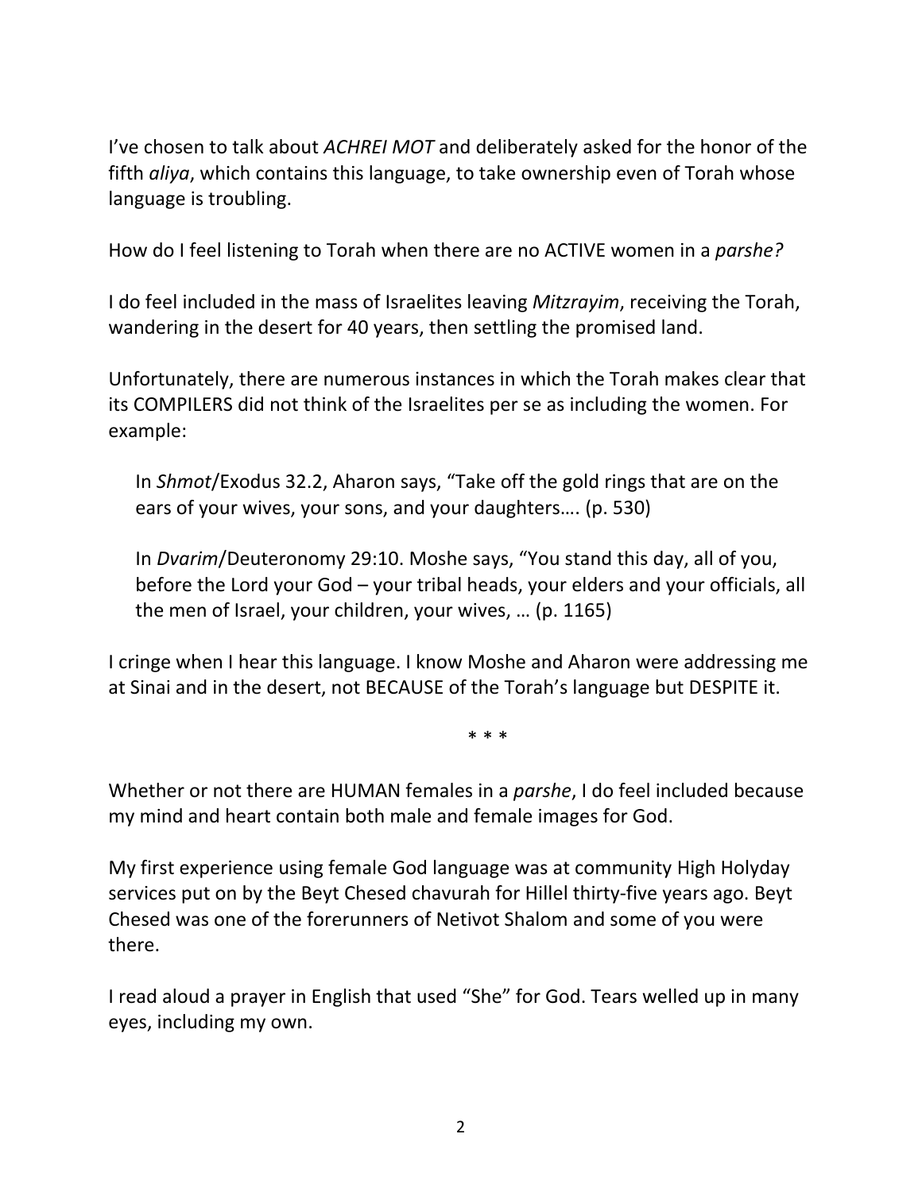I've chosen to talk about *ACHREI MOT* and deliberately asked for the honor of the fifth *aliya*, which contains this language, to take ownership even of Torah whose language is troubling.

How do I feel listening to Torah when there are no ACTIVE women in a *parshe?*

I do feel included in the mass of Israelites leaving *Mitzrayim*, receiving the Torah, wandering in the desert for 40 years, then settling the promised land.

Unfortunately, there are numerous instances in which the Torah makes clear that its COMPILERS did not think of the Israelites per se as including the women. For example:

> In *Shmot*/Exodus 32.2, Aharon says, "Take off the gold rings that are on the ears of your wives, your sons, and your daughters…. (p. 530)
>
> In *Dvarim*/Deuteronomy 29:10. Moshe says, "You stand this day, all of you, before the Lord your God – your tribal heads, your elders and your officials, all the men of Israel, your children, your wives, … (p. 1165)

I cringe when I hear this language. I know Moshe and Aharon were addressing me at Sinai and in the desert, not BECAUSE of the Torah's language but DESPITE it.

\* \* \*

Whether or not there are HUMAN females in a *parshe*, I do feel included because my mind and heart contain both male and female images for God.

My first experience using female God language was at community High Holyday services put on by the Beyt Chesed chavurah for Hillel thirty-five years ago. Beyt Chesed was one of the forerunners of Netivot Shalom and some of you were there.

I read aloud a prayer in English that used "She" for God. Tears welled up in many eyes, including my own.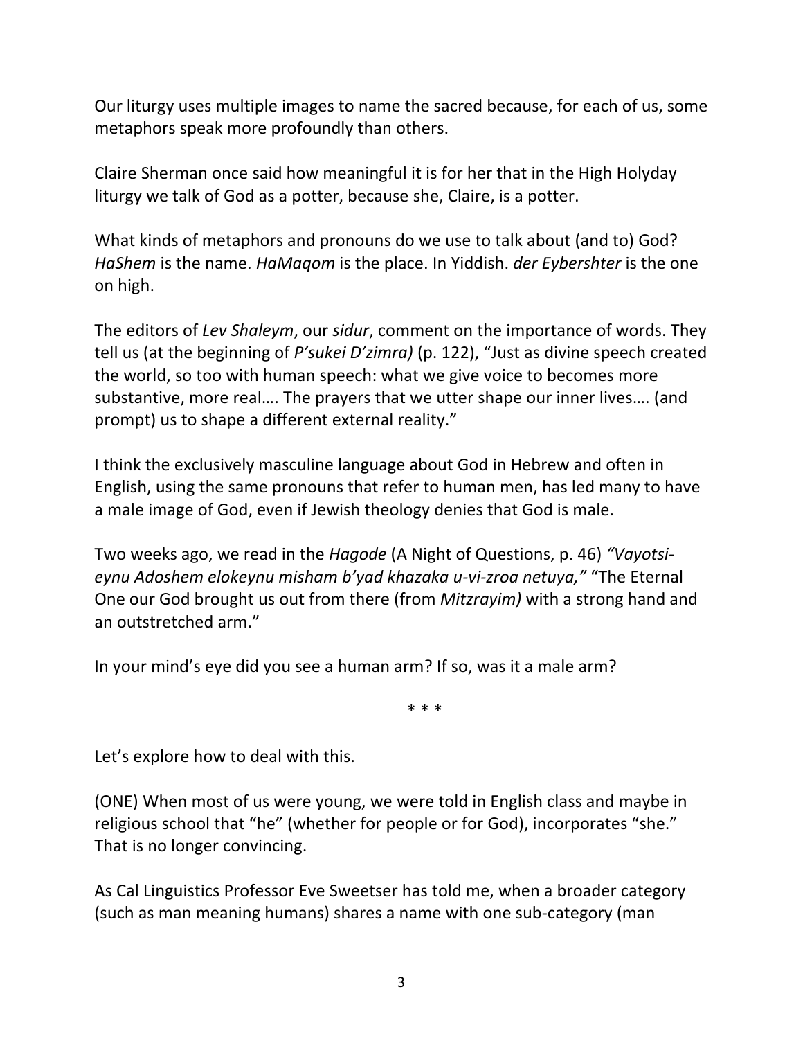Our liturgy uses multiple images to name the sacred because, for each of us, some metaphors speak more profoundly than others.

Claire Sherman once said how meaningful it is for her that in the High Holyday liturgy we talk of God as a potter, because she, Claire, is a potter.

What kinds of metaphors and pronouns do we use to talk about (and to) God? *HaShem* is the name. *HaMaqom* is the place. In Yiddish. *der Eybershter* is the one on high.

The editors of *Lev Shaleym*, our *sidur*, comment on the importance of words. They tell us (at the beginning of *P'sukei D'zimra)* (p. 122), "Just as divine speech created the world, so too with human speech: what we give voice to becomes more substantive, more real…. The prayers that we utter shape our inner lives…. (and prompt) us to shape a different external reality."

I think the exclusively masculine language about God in Hebrew and often in English, using the same pronouns that refer to human men, has led many to have a male image of God, even if Jewish theology denies that God is male.

Two weeks ago, we read in the *Hagode* (A Night of Questions, p. 46) *"Vayotsi-eynu Adoshem elokeynu misham b'yad khazaka u-vi-zroa netuya,"* "The Eternal One our God brought us out from there (from *Mitzrayim)* with a strong hand and an outstretched arm."

In your mind's eye did you see a human arm? If so, was it a male arm?

\* \* \*

Let's explore how to deal with this.

(ONE) When most of us were young, we were told in English class and maybe in religious school that "he" (whether for people or for God), incorporates "she." That is no longer convincing.

As Cal Linguistics Professor Eve Sweetser has told me, when a broader category (such as man meaning humans) shares a name with one sub-category (man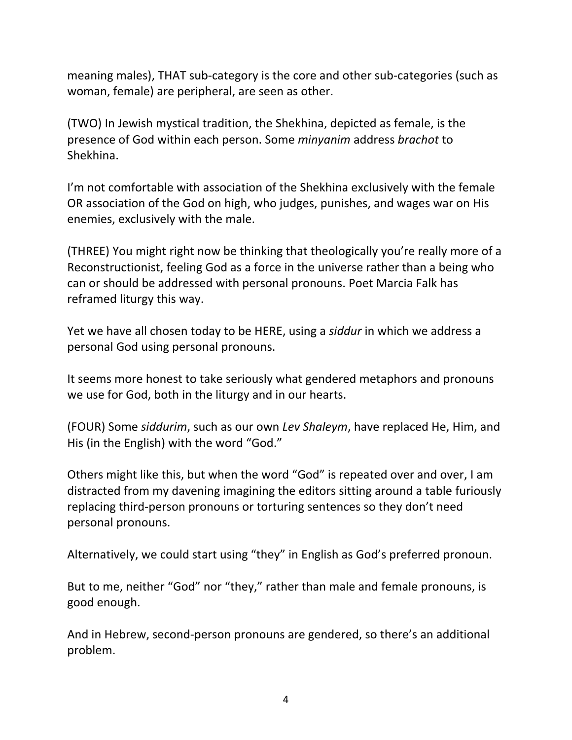meaning males), THAT sub-category is the core and other sub-categories (such as woman, female) are peripheral, are seen as other.

(TWO) In Jewish mystical tradition, the Shekhina, depicted as female, is the presence of God within each person. Some *minyanim* address *brachot* to Shekhina.

I'm not comfortable with association of the Shekhina exclusively with the female OR association of the God on high, who judges, punishes, and wages war on His enemies, exclusively with the male.

(THREE) You might right now be thinking that theologically you're really more of a Reconstructionist, feeling God as a force in the universe rather than a being who can or should be addressed with personal pronouns. Poet Marcia Falk has reframed liturgy this way.

Yet we have all chosen today to be HERE, using a *siddur* in which we address a personal God using personal pronouns.

It seems more honest to take seriously what gendered metaphors and pronouns we use for God, both in the liturgy and in our hearts.

(FOUR) Some *siddurim*, such as our own *Lev Shaleym*, have replaced He, Him, and His (in the English) with the word "God."

Others might like this, but when the word "God" is repeated over and over, I am distracted from my davening imagining the editors sitting around a table furiously replacing third-person pronouns or torturing sentences so they don't need personal pronouns.

Alternatively, we could start using "they" in English as God's preferred pronoun.

But to me, neither "God" nor "they," rather than male and female pronouns, is good enough.

And in Hebrew, second-person pronouns are gendered, so there's an additional problem.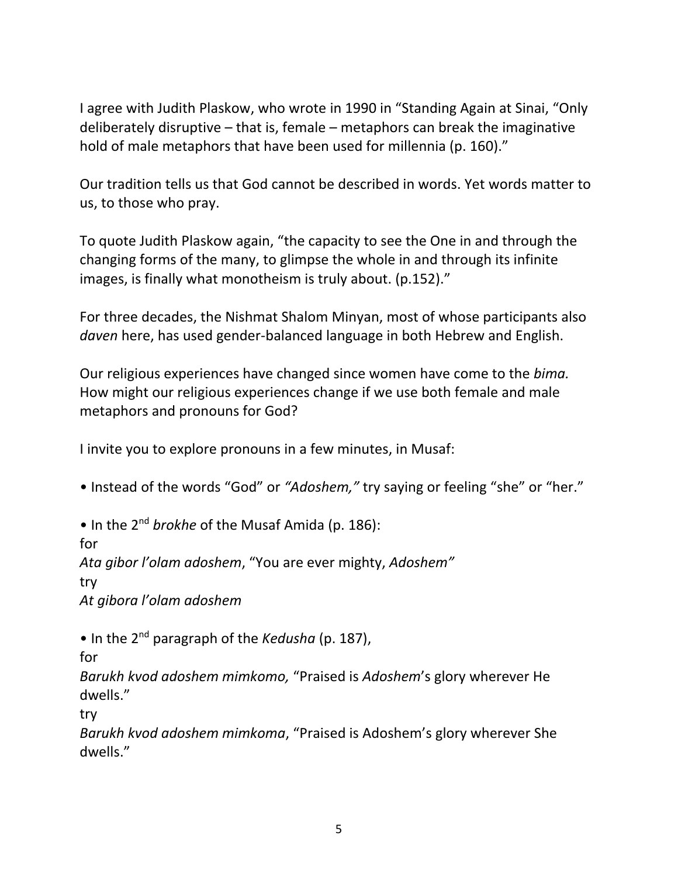I agree with Judith Plaskow, who wrote in 1990 in "Standing Again at Sinai, "Only deliberately disruptive – that is, female – metaphors can break the imaginative hold of male metaphors that have been used for millennia (p. 160)."

Our tradition tells us that God cannot be described in words. Yet words matter to us, to those who pray.

To quote Judith Plaskow again, "the capacity to see the One in and through the changing forms of the many, to glimpse the whole in and through its infinite images, is finally what monotheism is truly about. (p.152)."

For three decades, the Nishmat Shalom Minyan, most of whose participants also *daven* here, has used gender-balanced language in both Hebrew and English.

Our religious experiences have changed since women have come to the *bima.* How might our religious experiences change if we use both female and male metaphors and pronouns for God?

I invite you to explore pronouns in a few minutes, in Musaf:

• Instead of the words "God" or *"Adoshem,"* try saying or feeling "she" or "her."

• In the 2nd *brokhe* of the Musaf Amida (p. 186):
for
*Ata gibor l'olam adoshem*, "You are ever mighty, *Adoshem"*
try
*At gibora l'olam adoshem*

• In the 2nd paragraph of the *Kedusha* (p. 187),
for
*Barukh kvod adoshem mimkomo,* "Praised is *Adoshem*'s glory wherever He dwells."
try
*Barukh kvod adoshem mimkoma*, "Praised is Adoshem's glory wherever She dwells."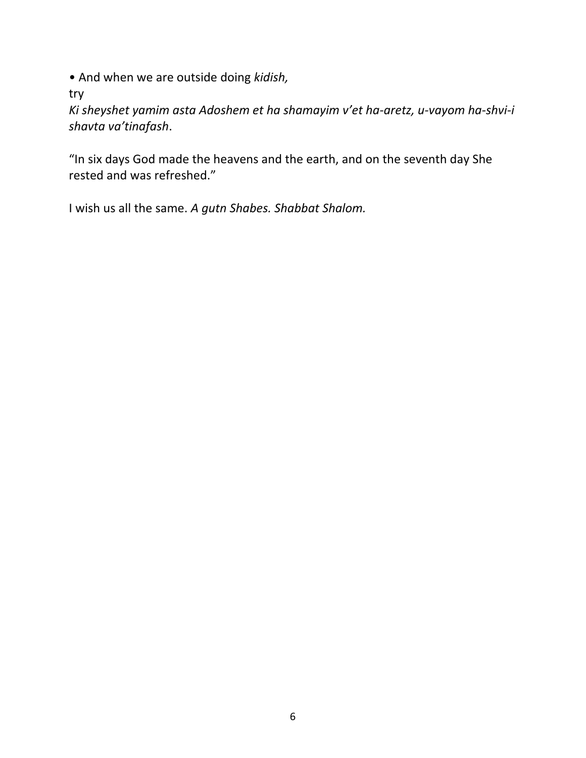• And when we are outside doing *kidish,*
try
*Ki sheyshet yamim asta Adoshem et ha shamayim v'et ha-aretz, u-vayom ha-shvi-i shavta va'tinafash*.

"In six days God made the heavens and the earth, and on the seventh day She rested and was refreshed."

I wish us all the same. *A gutn Shabes. Shabbat Shalom.*